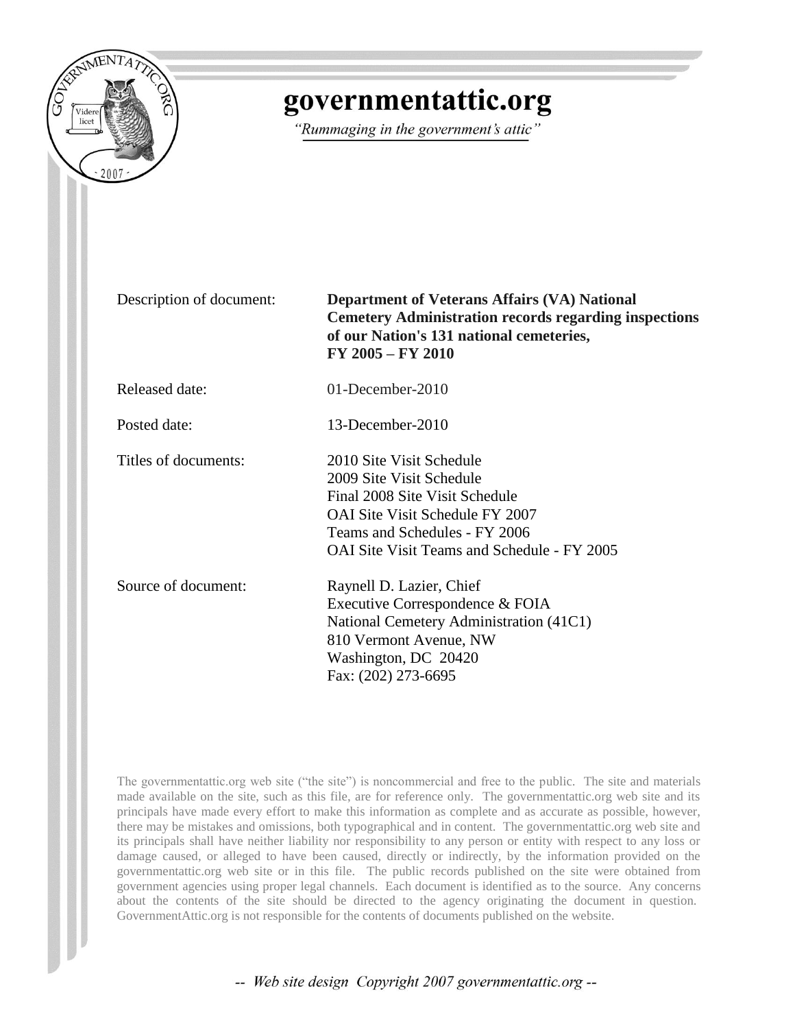# governmentattic.org

*"Rummaging in the government's attic"*

| | |
|---|---|
| Description of document: | **Department of Veterans Affairs (VA) National Cemetery Administration records regarding inspections of our Nation's 131 national cemeteries, FY 2005 – FY 2010** |
| Released date: | 01-December-2010 |
| Posted date: | 13-December-2010 |
| Titles of documents: | 2010 Site Visit Schedule<br>2009 Site Visit Schedule<br>Final 2008 Site Visit Schedule<br>OAI Site Visit Schedule FY 2007<br>Teams and Schedules - FY 2006<br>OAI Site Visit Teams and Schedule - FY 2005 |
| Source of document: | Raynell D. Lazier, Chief<br>Executive Correspondence & FOIA<br>National Cemetery Administration (41C1)<br>810 Vermont Avenue, NW<br>Washington, DC 20420<br>Fax: (202) 273-6695 |

The governmentattic.org web site ("the site") is noncommercial and free to the public. The site and materials made available on the site, such as this file, are for reference only. The governmentattic.org web site and its principals have made every effort to make this information as complete and as accurate as possible, however, there may be mistakes and omissions, both typographical and in content. The governmentattic.org web site and its principals shall have neither liability nor responsibility to any person or entity with respect to any loss or damage caused, or alleged to have been caused, directly or indirectly, by the information provided on the governmentattic.org web site or in this file. The public records published on the site were obtained from government agencies using proper legal channels. Each document is identified as to the source. Any concerns about the contents of the site should be directed to the agency originating the document in question. GovernmentAttic.org is not responsible for the contents of documents published on the website.

*-- Web site design Copyright 2007 governmentattic.org --*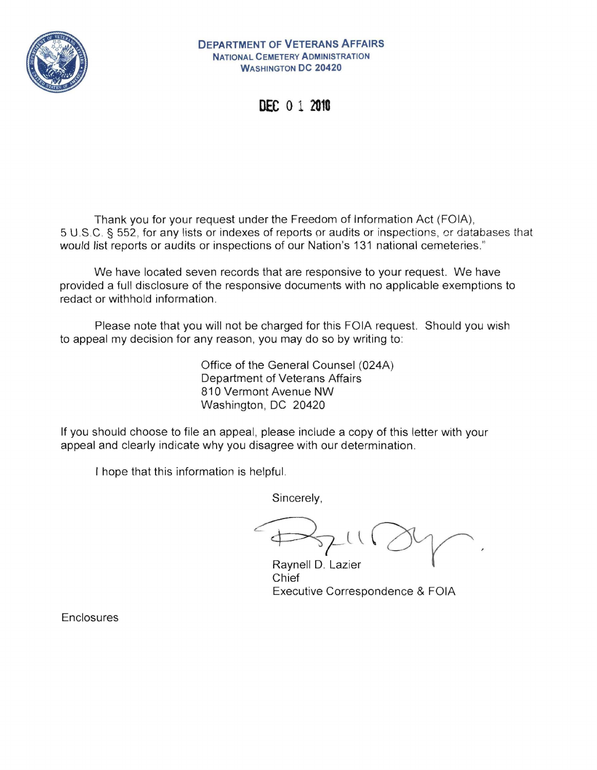**DEPARTMENT OF VETERANS AFFAIRS**
**NATIONAL CEMETERY ADMINISTRATION**
**WASHINGTON DC 20420**

**DEC 01 2010**

Thank you for your request under the Freedom of Information Act (FOIA), 5 U.S.C. § 552, for any lists or indexes of reports or audits or inspections, or databases that would list reports or audits or inspections of our Nation's 131 national cemeteries."

We have located seven records that are responsive to your request. We have provided a full disclosure of the responsive documents with no applicable exemptions to redact or withhold information.

Please note that you will not be charged for this FOIA request. Should you wish to appeal my decision for any reason, you may do so by writing to:

Office of the General Counsel (024A)
Department of Veterans Affairs
810 Vermont Avenue NW
Washington, DC 20420

If you should choose to file an appeal, please include a copy of this letter with your appeal and clearly indicate why you disagree with our determination.

I hope that this information is helpful.

Sincerely,

Raynell D. Lazier
Chief
Executive Correspondence & FOIA

Enclosures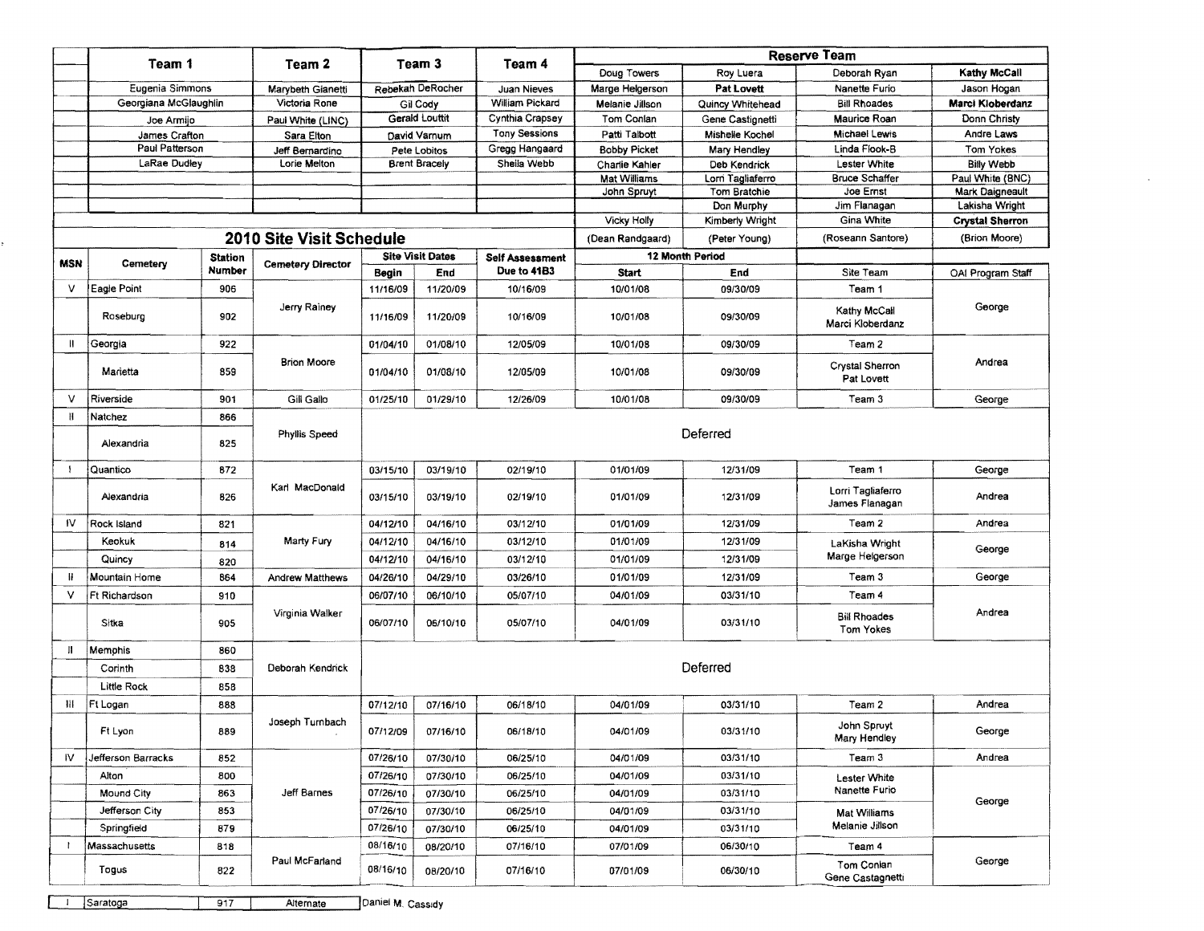| | Team 1 | | Team 2 | Team 3 | | Team 4 | Reserve Team | | | |
|---|---|---|---|---|---|---|---|---|---|---|
| | | | | | | | Doug Towers | Roy Luera | Deborah Ryan | **Kathy McCall** |
| | Eugenia Simmons | | Marybeth Gianetti | Rebekah DeRocher | | Juan Nieves | Marge Helgerson | **Pat Lovett** | Nanette Furio | Jason Hogan |
| | Georgiana McGlaughlin | | Victoria Rone | Gil Cody | | William Pickard | Melanie Jillson | Quincy Whitehead | Bill Rhoades | **Marci Kloberdanz** |
| | Joe Armijo | | Paul White (LINC) | Gerald Louttit | | Cynthia Crapsey | Tom Conlan | Gene Castignetti | Maurice Roan | Donn Christy |
| | James Crafton | | Sara Elton | David Varnum | | Tony Sessions | Patti Talbott | Mishelle Kochel | Michael Lewis | Andre Laws |
| | Paul Patterson | | Jeff Bernardino | Pete Lobitos | | Gregg Hangaard | Bobby Picket | Mary Hendley | Linda Flook-B | Tom Yokes |
| | LaRae Dudley | | Lorie Melton | Brent Bracely | | Sheila Webb | Charlie Kahler | Deb Kendrick | Lester White | Billy Webb |
| | | | | | | | Mat Williams | Lorri Tagliaferro | Bruce Schaffer | Paul White (BNC) |
| | | | | | | | John Spruyt | Tom Bratchie | Joe Ernst | Mark Daigneault |
| | | | | | | | | Don Murphy | Jim Flanagan | Lakisha Wright |
| | | | | | | | Vicky Holly | Kimberly Wright | Gina White | **Crystal Sherron** |
| **2010 Site Visit Schedule** | | | | | | | (Dean Randgaard) | (Peter Young) | (Roseann Santore) | (Brion Moore) |
| **MSN** | **Cemetery** | **Station Number** | **Cemetery Director** | **Site Visit Dates** | | **Self Assessment Due to 41B3** | **12 Month Period** | | | |
| | | | | **Begin** | **End** | | **Start** | **End** | Site Team | OAI Program Staff |
| V | Eagle Point | 906 | Jerry Rainey | 11/16/09 | 11/20/09 | 10/16/09 | 10/01/08 | 09/30/09 | Team 1 | George |
| | Roseburg | 902 | | 11/16/09 | 11/20/09 | 10/16/09 | 10/01/08 | 09/30/09 | Kathy McCall Marci Kloberdanz | |
| II | Georgia | 922 | Brion Moore | 01/04/10 | 01/08/10 | 12/05/09 | 10/01/08 | 09/30/09 | Team 2 | Andrea |
| | Marietta | 859 | | 01/04/10 | 01/08/10 | 12/05/09 | 10/01/08 | 09/30/09 | Crystal Sherron Pat Lovett | |
| V | Riverside | 901 | Gill Gallo | 01/25/10 | 01/29/10 | 12/26/09 | 10/01/08 | 09/30/09 | Team 3 | George |
| II | Natchez | 866 | Phyllis Speed | Deferred | | | | | | |
| | Alexandria | 825 | | | | | | | | |
| I | Quantico | 872 | Karl MacDonald | 03/15/10 | 03/19/10 | 02/19/10 | 01/01/09 | 12/31/09 | Team 1 | George |
| | Alexandria | 826 | | 03/15/10 | 03/19/10 | 02/19/10 | 01/01/09 | 12/31/09 | Lorri Tagliaferro James Flanagan | Andrea |
| IV | Rock Island | 821 | Marty Fury | 04/12/10 | 04/16/10 | 03/12/10 | 01/01/09 | 12/31/09 | Team 2 | Andrea |
| | Keokuk | 814 | | 04/12/10 | 04/16/10 | 03/12/10 | 01/01/09 | 12/31/09 | LaKisha Wright Marge Helgerson | George |
| | Quincy | 820 | | 04/12/10 | 04/16/10 | 03/12/10 | 01/01/09 | 12/31/09 | | |
| II | Mountain Home | 864 | Andrew Matthews | 04/26/10 | 04/29/10 | 03/26/10 | 01/01/09 | 12/31/09 | Team 3 | George |
| V | Ft Richardson | 910 | Virginia Walker | 06/07/10 | 06/10/10 | 05/07/10 | 04/01/09 | 03/31/10 | Team 4 | Andrea |
| | Sitka | 905 | | 06/07/10 | 06/10/10 | 05/07/10 | 04/01/09 | 03/31/10 | Bill Rhoades Tom Yokes | |
| II | Memphis | 860 | Deborah Kendrick | Deferred | | | | | | |
| | Corinth | 838 | | | | | | | | |
| | Little Rock | 858 | | | | | | | | |
| III | Ft Logan | 888 | Joseph Turnbach | 07/12/10 | 07/16/10 | 06/18/10 | 04/01/09 | 03/31/10 | Team 2 | Andrea |
| | Ft Lyon | 889 | | 07/12/09 | 07/16/10 | 06/18/10 | 04/01/09 | 03/31/10 | John Spruyt Mary Hendley | George |
| IV | Jefferson Barracks | 852 | Jeff Barnes | 07/26/10 | 07/30/10 | 06/25/10 | 04/01/09 | 03/31/10 | Team 3 | Andrea |
| | Alton | 800 | | 07/26/10 | 07/30/10 | 06/25/10 | 04/01/09 | 03/31/10 | Lester White Nanette Furio | George |
| | Mound City | 863 | | 07/26/10 | 07/30/10 | 06/25/10 | 04/01/09 | 03/31/10 | | |
| | Jefferson City | 853 | | 07/26/10 | 07/30/10 | 06/25/10 | 04/01/09 | 03/31/10 | Mat Williams Melanie Jillson | |
| | Springfield | 879 | | 07/26/10 | 07/30/10 | 06/25/10 | 04/01/09 | 03/31/10 | | |
| I | Massachusetts | 818 | Paul McFarland | 08/16/10 | 08/20/10 | 07/16/10 | 07/01/09 | 06/30/10 | Team 4 | George |
| | Togus | 822 | | 08/16/10 | 08/20/10 | 07/16/10 | 07/01/09 | 06/30/10 | Tom Conlan Gene Castagnetti | |

| | | | | |
|---|---|---|---|---|
| I | Saratoga | 917 | Alternate | Daniel M. Cassidy |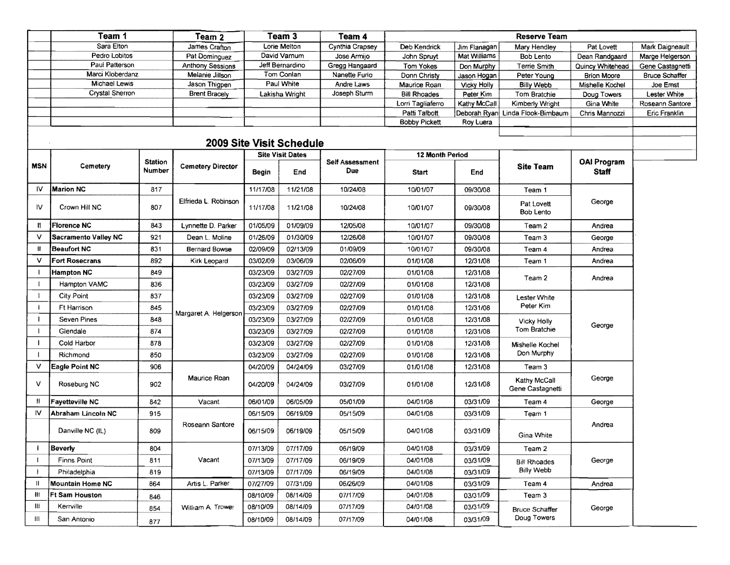| Team 1 | Team 2 | Team 3 | Team 4 | Reserve Team | | | | |
|---|---|---|---|---|---|---|---|---|
| Sara Elton | James Crafton | Lorie Melton | Cynthia Crapsey | Deb Kendrick | Jim Flanagan | Mary Hendley | Pat Lovett | Mark Daigneault |
| Pedro Lobitos | Pat Dominguez | David Varnum | Jose Armijo | John Spruyt | Mat Williams | Bob Lento | Dean Randgaard | Marge Helgerson |
| Paul Patterson | Anthony Sessions | Jeff Bernardino | Gregg Hangaard | Tom Yokes | Don Murphy | Terrie Smith | Quincy Whitehead | Gene Castagnetti |
| Marci Kloberdanz | Melanie Jillson | Tom Conlan | Nanette Furio | Donn Christy | Jason Hogan | Peter Young | Brion Moore | Bruce Schaffer |
| Michael Lewis | Jason Thigpen | Paul White | Andre Laws | Maurice Roan | Vicky Holly | Billy Webb | Mishelle Kochel | Joe Ernst |
| Crystal Sherron | Brent Bracely | Lakisha Wright | Joseph Sturm | Bill Rhoades | Peter Kim | Tom Bratchie | Doug Towers | Lester White |
| | | | | Lorri Tagliaferro | Kathy McCall | Kimberly Wright | Gina White | Roseann Santore |
| | | | | Patti Talbott | Deborah Ryan | Linda Flook-Birnbaum | Chris Mannozzi | Eric Franklin |
| | | | | Bobby Pickett | Roy Luera | | | |

## 2009 Site Visit Schedule

| MSN | Cemetery | Station Number | Cemetery Director | Site Visit Dates | | Self Assessment Due | 12 Month Period | | Site Team | OAI Program Staff |
|---|---|---|---|---|---|---|---|---|---|---|
| | | | | Begin | End | | Start | End | | |
| IV | **Marion NC** | 817 | Elfrieda L. Robinson | 11/17/08 | 11/21/08 | 10/24/08 | 10/01/07 | 09/30/08 | Team 1 | George |
| IV | Crown Hill NC | 807 | | 11/17/08 | 11/21/08 | 10/24/08 | 10/01/07 | 09/30/08 | Pat Lovett Bob Lento | |
| II | **Florence NC** | 843 | Lynnette D. Parker | 01/05/09 | 01/09/09 | 12/05/08 | 10/01/07 | 09/30/08 | Team 2 | Andrea |
| V | **Sacramento Valley NC** | 921 | Dean L. Moline | 01/26/09 | 01/30/09 | 12/26/08 | 10/01/07 | 09/30/08 | Team 3 | George |
| II | **Beaufort NC** | 831 | Bernard Bowse | 02/09/09 | 02/13/09 | 01/09/09 | 10/01/07 | 09/30/08 | Team 4 | Andrea |
| V | **Fort Rosecrans** | 892 | Kirk Leopard | 03/02/09 | 03/06/09 | 02/06/09 | 01/01/08 | 12/31/08 | Team 1 | Andrea |
| I | **Hampton NC** | 849 | Margaret A. Helgerson | 03/23/09 | 03/27/09 | 02/27/09 | 01/01/08 | 12/31/08 | Team 2 | Andrea |
| I | Hampton VAMC | 836 | | 03/23/09 | 03/27/09 | 02/27/09 | 01/01/08 | 12/31/08 | | |
| I | City Point | 837 | | 03/23/09 | 03/27/09 | 02/27/09 | 01/01/08 | 12/31/08 | Lester White Peter Kim | George |
| I | Ft Harrison | 845 | | 03/23/09 | 03/27/09 | 02/27/09 | 01/01/08 | 12/31/08 | | |
| I | Seven Pines | 848 | | 03/23/09 | 03/27/09 | 02/27/09 | 01/01/08 | 12/31/08 | Vicky Holly Tom Bratchie | |
| I | Glendale | 874 | | 03/23/09 | 03/27/09 | 02/27/09 | 01/01/08 | 12/31/08 | | |
| I | Cold Harbor | 878 | | 03/23/09 | 03/27/09 | 02/27/09 | 01/01/08 | 12/31/08 | Mishelle Kochel Don Murphy | |
| I | Richmond | 850 | | 03/23/09 | 03/27/09 | 02/27/09 | 01/01/08 | 12/31/08 | | |
| V | **Eagle Point NC** | 906 | Maurice Roan | 04/20/09 | 04/24/09 | 03/27/09 | 01/01/08 | 12/31/08 | Team 3 | George |
| V | Roseburg NC | 902 | | 04/20/09 | 04/24/09 | 03/27/09 | 01/01/08 | 12/31/08 | Kathy McCall Gene Castagnetti | |
| II | **Fayetteville NC** | 842 | Vacant | 06/01/09 | 06/05/09 | 05/01/09 | 04/01/08 | 03/31/09 | Team 4 | George |
| IV | **Abraham Lincoln NC** | 915 | Roseann Santore | 06/15/09 | 06/19/09 | 05/15/09 | 04/01/08 | 03/31/09 | Team 1 | Andrea |
| | Danville NC (IL) | 809 | | 06/15/09 | 06/19/09 | 05/15/09 | 04/01/08 | 03/31/09 | Gina White | |
| I | **Beverly** | 804 | Vacant | 07/13/09 | 07/17/09 | 06/19/09 | 04/01/08 | 03/31/09 | Team 2 | George |
| I | Finns Point | 811 | | 07/13/09 | 07/17/09 | 06/19/09 | 04/01/08 | 03/31/09 | Bill Rhoades Billy Webb | |
| I | Philadelphia | 819 | | 07/13/09 | 07/17/09 | 06/19/09 | 04/01/08 | 03/31/09 | | |
| II | **Mountain Home NC** | 864 | Artis L. Parker | 07/27/09 | 07/31/09 | 06/26/09 | 04/01/08 | 03/31/09 | Team 4 | Andrea |
| III | **Ft Sam Houston** | 846 | William A. Trower | 08/10/09 | 08/14/09 | 07/17/09 | 04/01/08 | 03/31/09 | Team 3 | George |
| III | Kerrville | 854 | | 08/10/09 | 08/14/09 | 07/17/09 | 04/01/08 | 03/31/09 | Bruce Schaffer Doug Towers | |
| III | San Antonio | 877 | | 08/10/09 | 08/14/09 | 07/17/09 | 04/01/08 | 03/31/09 | | |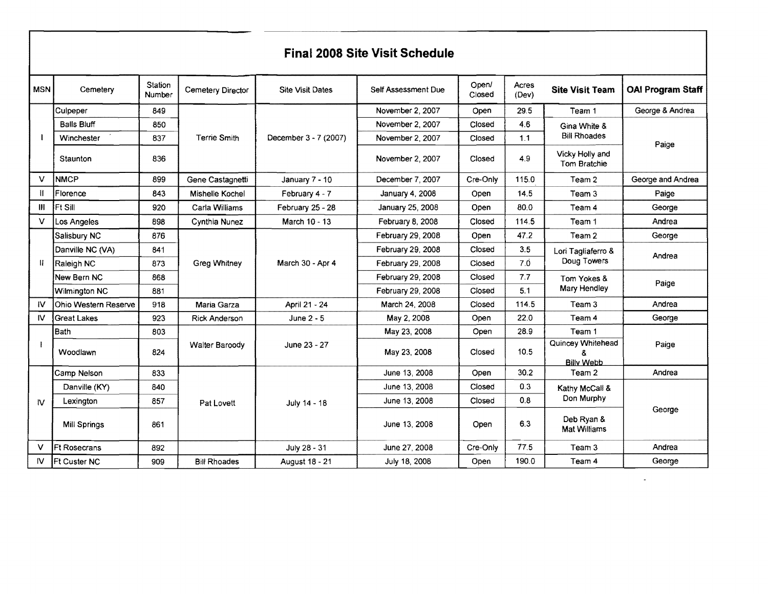# Final 2008 Site Visit Schedule

| MSN | Cemetery | Station Number | Cemetery Director | Site Visit Dates | Self Assessment Due | Open/ Closed | Acres (Dev) | Site Visit Team | OAI Program Staff |
|---|---|---|---|---|---|---|---|---|---|
| I | Culpeper | 849 | Terrie Smith | December 3 - 7 (2007) | November 2, 2007 | Open | 29.5 | Team 1 | George & Andrea |
| | Balls Bluff | 850 | | | November 2, 2007 | Closed | 4.6 | Gina White & Bill Rhoades | Paige |
| | Winchester | 837 | | | November 2, 2007 | Closed | 1.1 | | |
| | Staunton | 836 | | | November 2, 2007 | Closed | 4.9 | Vicky Holly and Tom Bratchie | |
| V | NMCP | 899 | Gene Castagnetti | January 7 - 10 | December 7, 2007 | Cre-Only | 115.0 | Team 2 | George and Andrea |
| II | Florence | 843 | Mishelle Kochel | February 4 - 7 | January 4, 2008 | Open | 14.5 | Team 3 | Paige |
| III | Ft Sill | 920 | Carla Williams | February 25 - 28 | January 25, 2008 | Open | 80.0 | Team 4 | George |
| V | Los Angeles | 898 | Cynthia Nunez | March 10 - 13 | February 8, 2008 | Closed | 114.5 | Team 1 | Andrea |
| II | Salisbury NC | 876 | Greg Whitney | March 30 - Apr 4 | February 29, 2008 | Open | 47.2 | Team 2 | George |
| | Danville NC (VA) | 841 | | | February 29, 2008 | Closed | 3.5 | Lori Tagliaferro & Doug Towers | Andrea |
| | Raleigh NC | 873 | | | February 29, 2008 | Closed | 7.0 | | |
| | New Bern NC | 868 | | | February 29, 2008 | Closed | 7.7 | Tom Yokes & Mary Hendley | Paige |
| | Wilmington NC | 881 | | | February 29, 2008 | Closed | 5.1 | | |
| IV | Ohio Western Reserve | 918 | Maria Garza | April 21 - 24 | March 24, 2008 | Closed | 114.5 | Team 3 | Andrea |
| IV | Great Lakes | 923 | Rick Anderson | June 2 - 5 | May 2, 2008 | Open | 22.0 | Team 4 | George |
| I | Bath | 803 | Walter Baroody | June 23 - 27 | May 23, 2008 | Open | 28.9 | Team 1 | Paige |
| | Woodlawn | 824 | | | May 23, 2008 | Closed | 10.5 | Quincey Whitehead & Billy Webb | |
| IV | Camp Nelson | 833 | Pat Lovett | July 14 - 18 | June 13, 2008 | Open | 30.2 | Team 2 | Andrea |
| | Danville (KY) | 840 | | | June 13, 2008 | Closed | 0.3 | Kathy McCall & Don Murphy | George |
| | Lexington | 857 | | | June 13, 2008 | Closed | 0.8 | | |
| | Mill Springs | 861 | | | June 13, 2008 | Open | 6.3 | Deb Ryan & Mat Williams | |
| V | Ft Rosecrans | 892 | | July 28 - 31 | June 27, 2008 | Cre-Only | 77.5 | Team 3 | Andrea |
| IV | Ft Custer NC | 909 | Bill Rhoades | August 18 - 21 | July 18, 2008 | Open | 190.0 | Team 4 | George |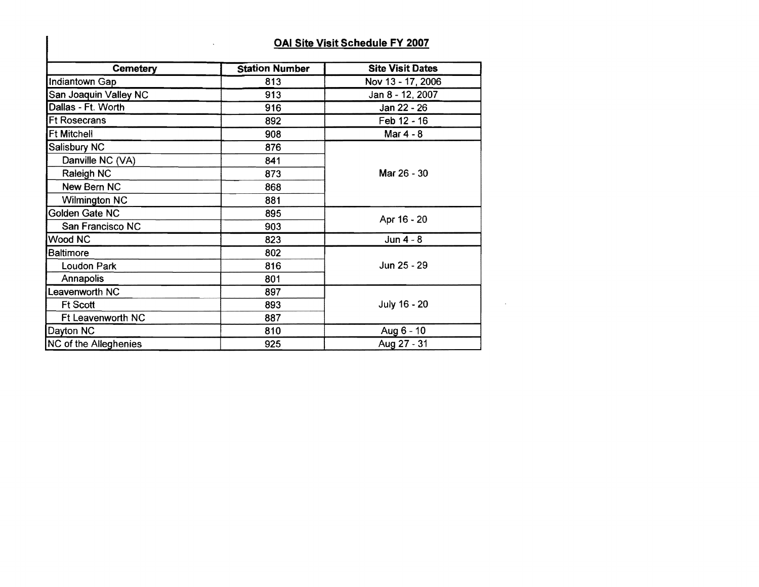## OAI Site Visit Schedule FY 2007

| Cemetery | Station Number | Site Visit Dates |
|---|---|---|
| Indiantown Gap | 813 | Nov 13 - 17, 2006 |
| San Joaquin Valley NC | 913 | Jan 8 - 12, 2007 |
| Dallas - Ft. Worth | 916 | Jan 22 - 26 |
| Ft Rosecrans | 892 | Feb 12 - 16 |
| Ft Mitchell | 908 | Mar 4 - 8 |
| Salisbury NC | 876 | Mar 26 - 30 |
| Danville NC (VA) | 841 | |
| Raleigh NC | 873 | |
| New Bern NC | 868 | |
| Wilmington NC | 881 | |
| Golden Gate NC | 895 | Apr 16 - 20 |
| San Francisco NC | 903 | |
| Wood NC | 823 | Jun 4 - 8 |
| Baltimore | 802 | Jun 25 - 29 |
| Loudon Park | 816 | |
| Annapolis | 801 | |
| Leavenworth NC | 897 | July 16 - 20 |
| Ft Scott | 893 | |
| Ft Leavenworth NC | 887 | |
| Dayton NC | 810 | Aug 6 - 10 |
| NC of the Alleghenies | 925 | Aug 27 - 31 |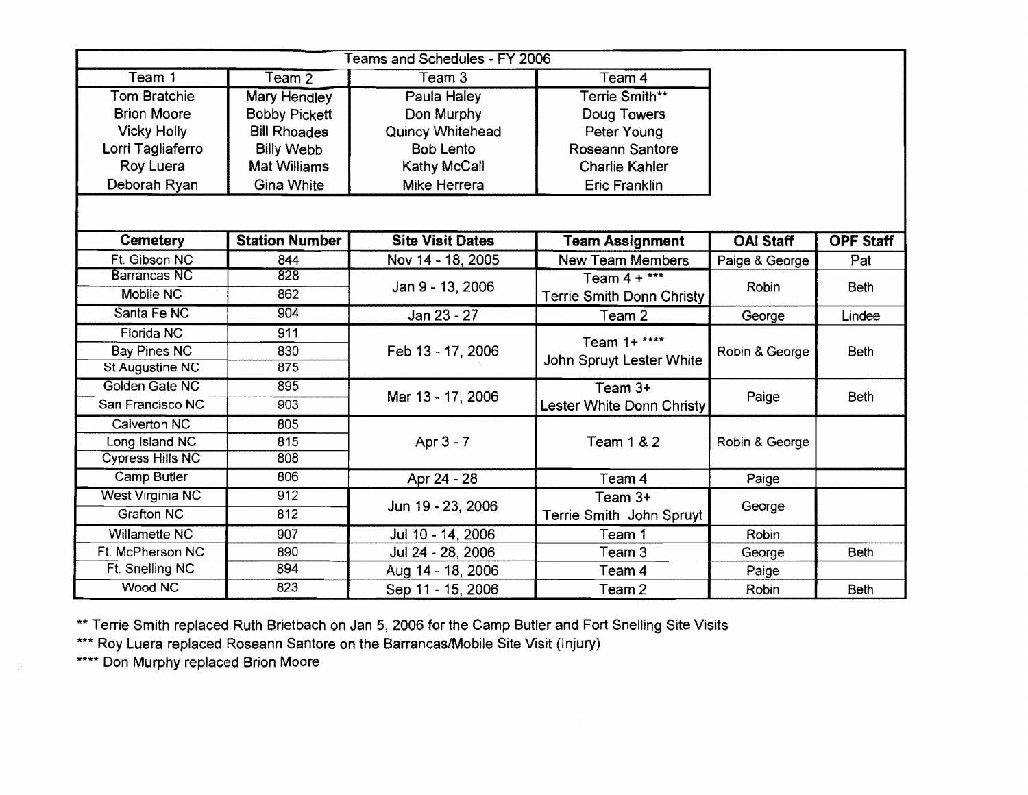# Teams and Schedules - FY 2006

| Team 1 | Team 2 | Team 3 | Team 4 |
|---|---|---|---|
| Tom Bratchie | Mary Hendley | Paula Haley | Terrie Smith** |
| Brion Moore | Bobby Pickett | Don Murphy | Doug Towers |
| Vicky Holly | Bill Rhoades | Quincy Whitehead | Peter Young |
| Lorri Tagliaferro | Billy Webb | Bob Lento | Roseann Santore |
| Roy Luera | Mat Williams | Kathy McCall | Charlie Kahler |
| Deborah Ryan | Gina White | Mike Herrera | Eric Franklin |

| Cemetery | Station Number | Site Visit Dates | Team Assignment | OAI Staff | OPF Staff |
|---|---|---|---|---|---|
| Ft. Gibson NC | 844 | Nov 14 - 18, 2005 | New Team Members | Paige & George | Pat |
| Barrancas NC | 828 | Jan 9 - 13, 2006 | Team 4 + *** Terrie Smith Donn Christy | Robin | Beth |
| Mobile NC | 862 | | | | |
| Santa Fe NC | 904 | Jan 23 - 27 | Team 2 | George | Lindee |
| Florida NC | 911 | Feb 13 - 17, 2006 | Team 1+ **** John Spruyt Lester White | Robin & George | Beth |
| Bay Pines NC | 830 | | | | |
| St Augustine NC | 875 | | | | |
| Golden Gate NC | 895 | Mar 13 - 17, 2006 | Team 3+ Lester White Donn Christy | Paige | Beth |
| San Francisco NC | 903 | | | | |
| Calverton NC | 805 | Apr 3 - 7 | Team 1 & 2 | Robin & George | |
| Long Island NC | 815 | | | | |
| Cypress Hills NC | 808 | | | | |
| Camp Butler | 806 | Apr 24 - 28 | Team 4 | Paige | |
| West Virginia NC | 912 | Jun 19 - 23, 2006 | Team 3+ Terrie Smith John Spruyt | George | |
| Grafton NC | 812 | | | | |
| Willamette NC | 907 | Jul 10 - 14, 2006 | Team 1 | Robin | |
| Ft. McPherson NC | 890 | Jul 24 - 28, 2006 | Team 3 | George | Beth |
| Ft. Snelling NC | 894 | Aug 14 - 18, 2006 | Team 4 | Paige | |
| Wood NC | 823 | Sep 11 - 15, 2006 | Team 2 | Robin | Beth |

** Terrie Smith replaced Ruth Brietbach on Jan 5, 2006 for the Camp Butler and Fort Snelling Site Visits

*** Roy Luera replaced Roseann Santore on the Barrancas/Mobile Site Visit (Injury)

**** Don Murphy replaced Brion Moore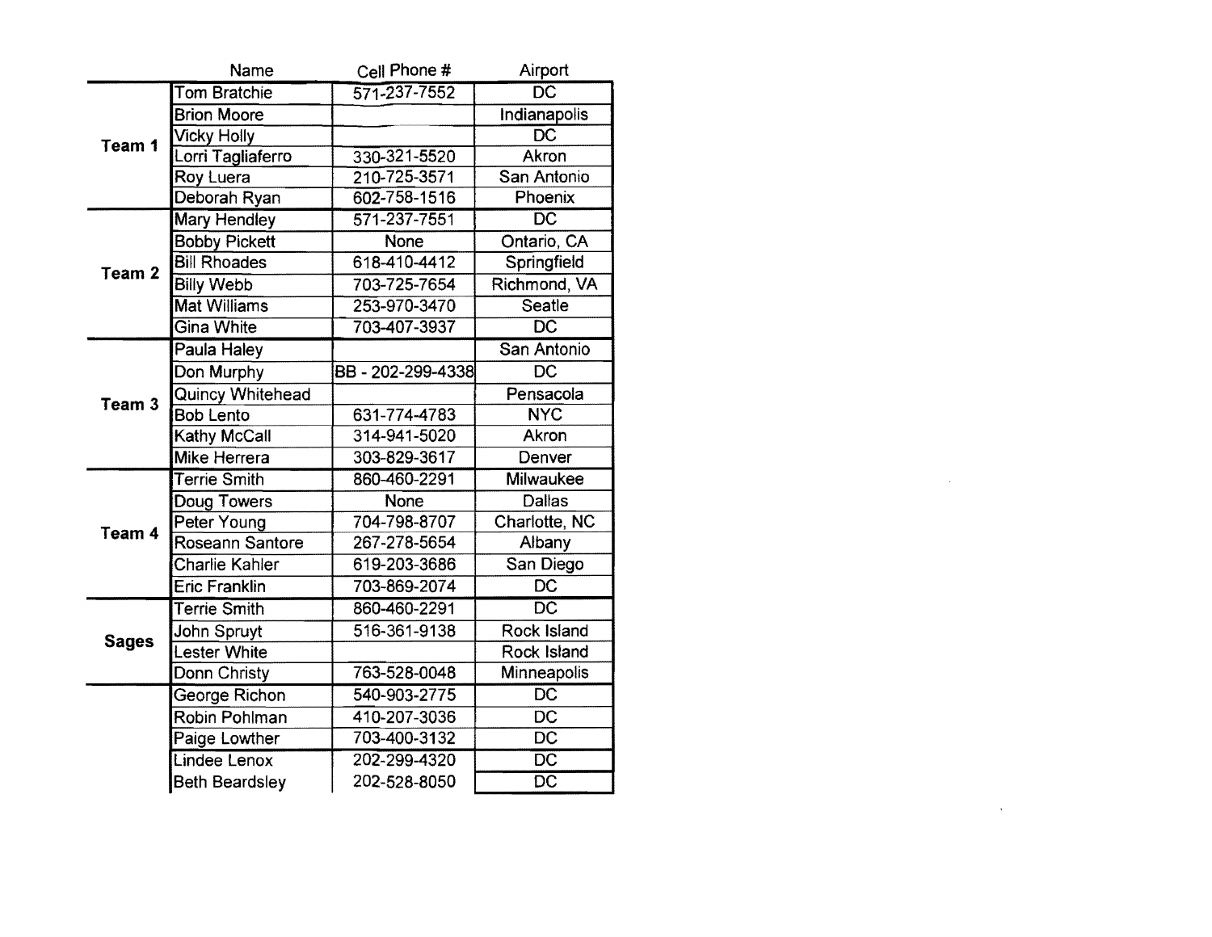| | Name | Cell Phone # | Airport |
|---|---|---|---|
| **Team 1** | Tom Bratchie | 571-237-7552 | DC |
| | Brion Moore | | Indianapolis |
| | Vicky Holly | | DC |
| | Lorri Tagliaferro | 330-321-5520 | Akron |
| | Roy Luera | 210-725-3571 | San Antonio |
| | Deborah Ryan | 602-758-1516 | Phoenix |
| **Team 2** | Mary Hendley | 571-237-7551 | DC |
| | Bobby Pickett | None | Ontario, CA |
| | Bill Rhoades | 618-410-4412 | Springfield |
| | Billy Webb | 703-725-7654 | Richmond, VA |
| | Mat Williams | 253-970-3470 | Seatle |
| | Gina White | 703-407-3937 | DC |
| **Team 3** | Paula Haley | | San Antonio |
| | Don Murphy | BB - 202-299-4338 | DC |
| | Quincy Whitehead | | Pensacola |
| | Bob Lento | 631-774-4783 | NYC |
| | Kathy McCall | 314-941-5020 | Akron |
| | Mike Herrera | 303-829-3617 | Denver |
| **Team 4** | Terrie Smith | 860-460-2291 | Milwaukee |
| | Doug Towers | None | Dallas |
| | Peter Young | 704-798-8707 | Charlotte, NC |
| | Roseann Santore | 267-278-5654 | Albany |
| | Charlie Kahler | 619-203-3686 | San Diego |
| | Eric Franklin | 703-869-2074 | DC |
| **Sages** | Terrie Smith | 860-460-2291 | DC |
| | John Spruyt | 516-361-9138 | Rock Island |
| | Lester White | | Rock Island |
| | Donn Christy | 763-528-0048 | Minneapolis |
| | George Richon | 540-903-2775 | DC |
| | Robin Pohlman | 410-207-3036 | DC |
| | Paige Lowther | 703-400-3132 | DC |
| | Lindee Lenox | 202-299-4320 | DC |
| | Beth Beardsley | 202-528-8050 | DC |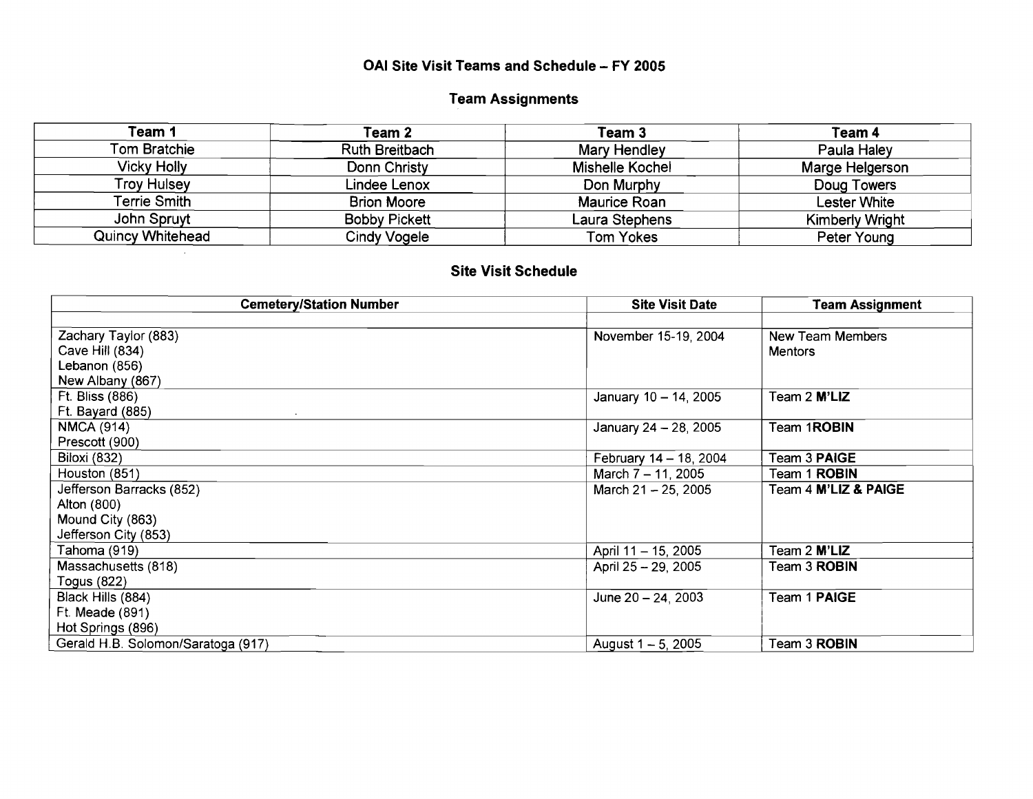# OAI Site Visit Teams and Schedule – FY 2005

## Team Assignments

| Team 1 | Team 2 | Team 3 | Team 4 |
|---|---|---|---|
| Tom Bratchie | Ruth Breitbach | Mary Hendley | Paula Haley |
| Vicky Holly | Donn Christy | Mishelle Kochel | Marge Helgerson |
| Troy Hulsey | Lindee Lenox | Don Murphy | Doug Towers |
| Terrie Smith | Brion Moore | Maurice Roan | Lester White |
| John Spruyt | Bobby Pickett | Laura Stephens | Kimberly Wright |
| Quincy Whitehead | Cindy Vogele | Tom Yokes | Peter Young |

## Site Visit Schedule

| Cemetery/Station Number | Site Visit Date | Team Assignment |
|---|---|---|
| | | |
| Zachary Taylor (883)<br>Cave Hill (834)<br>Lebanon (856)<br>New Albany (867) | November 15-19, 2004 | New Team Members<br>Mentors |
| Ft. Bliss (886)<br>Ft. Bayard (885) | January 10 – 14, 2005 | Team 2 **M'LIZ** |
| NMCA (914)<br>Prescott (900) | January 24 – 28, 2005 | Team 1**ROBIN** |
| Biloxi (832) | February 14 – 18, 2004 | Team 3 **PAIGE** |
| Houston (851) | March 7 – 11, 2005 | Team 1 **ROBIN** |
| Jefferson Barracks (852)<br>Alton (800)<br>Mound City (863)<br>Jefferson City (853) | March 21 – 25, 2005 | Team 4 **M'LIZ & PAIGE** |
| Tahoma (919) | April 11 – 15, 2005 | Team 2 **M'LIZ** |
| Massachusetts (818)<br>Togus (822) | April 25 – 29, 2005 | Team 3 **ROBIN** |
| Black Hills (884)<br>Ft. Meade (891)<br>Hot Springs (896) | June 20 – 24, 2003 | Team 1 **PAIGE** |
| Gerald H.B. Solomon/Saratoga (917) | August 1 – 5, 2005 | Team 3 **ROBIN** |